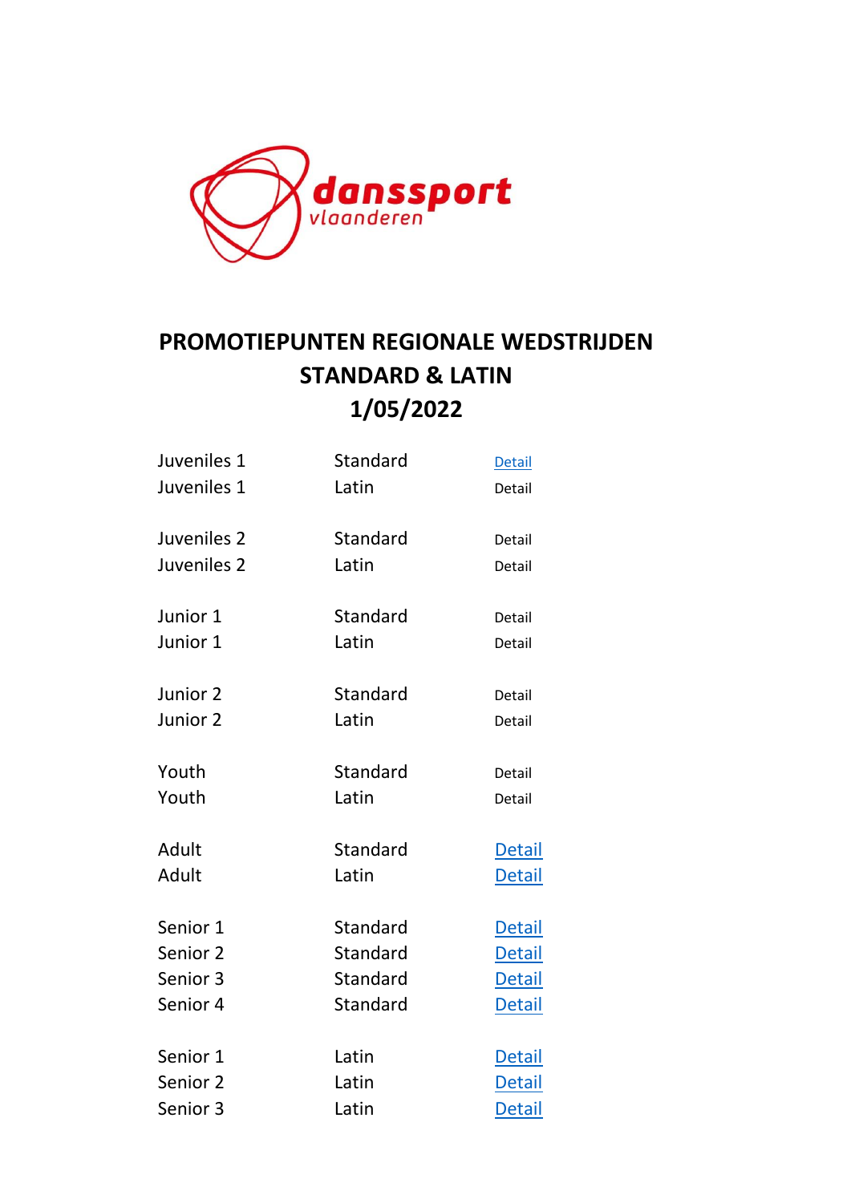danssport vlaanderen

# PROMOTIEPUNTEN REGIONALE WEDSTRIJDEN
# STANDARD & LATIN
# 1/05/2022

| | | |
|---|---|---|
| Juveniles 1 | Standard | Detail |
| Juveniles 1 | Latin | Detail |
| Juveniles 2 | Standard | Detail |
| Juveniles 2 | Latin | Detail |
| Junior 1 | Standard | Detail |
| Junior 1 | Latin | Detail |
| Junior 2 | Standard | Detail |
| Junior 2 | Latin | Detail |
| Youth | Standard | Detail |
| Youth | Latin | Detail |
| Adult | Standard | Detail |
| Adult | Latin | Detail |
| Senior 1 | Standard | Detail |
| Senior 2 | Standard | Detail |
| Senior 3 | Standard | Detail |
| Senior 4 | Standard | Detail |
| Senior 1 | Latin | Detail |
| Senior 2 | Latin | Detail |
| Senior 3 | Latin | Detail |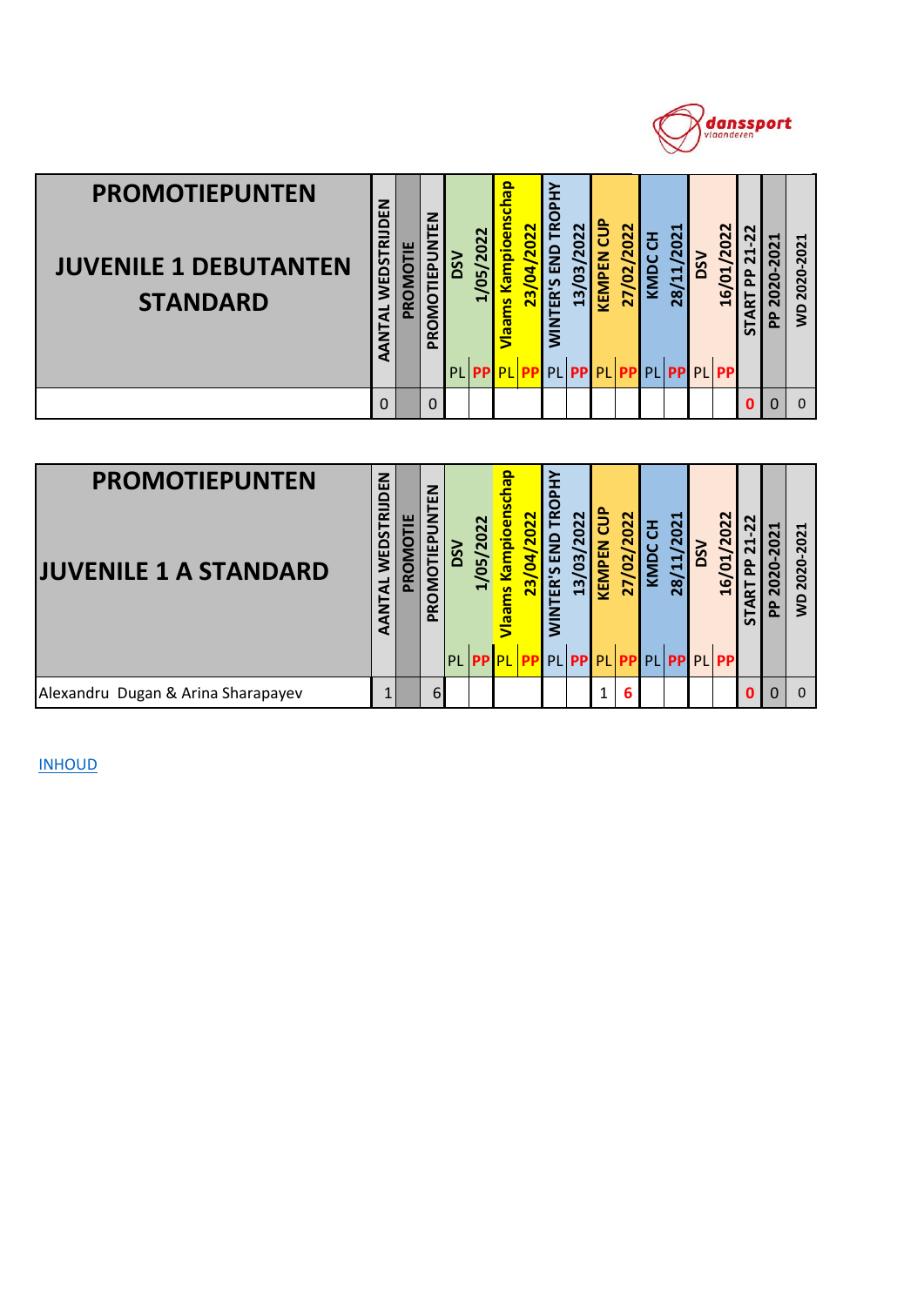| PROMOTIEPUNTEN JUVENILE 1 DEBUTANTEN STANDARD | AANTAL WEDSTRIJDEN | PROMOTIE | PROMOTIEPUNTEN | DSV 1/05/2022 | | Vlaams Kampioenschap 23/04/2022 | | WINTER'S END TROPHY 13/03/2022 | | KEMPEN CUP 27/02/2022 | | KMDC CH 28/11/2021 | | DSV 16/01/2022 | | START PP 21-22 | PP 2020-2021 | WD 2020-2021 |
|---|---|---|---|---|---|---|---|---|---|---|---|---|---|---|---|---|---|---|
| | | | | PL | PP | PL | PP | PL | PP | PL | PP | PL | PP | PL | PP | | | |
| | 0 | | 0 | | | | | | | | | | | | | 0 | 0 | 0 |

| PROMOTIEPUNTEN JUVENILE 1 A STANDARD | AANTAL WEDSTRIJDEN | PROMOTIE | PROMOTIEPUNTEN | DSV 1/05/2022 | | Vlaams Kampioenschap 23/04/2022 | | WINTER'S END TROPHY 13/03/2022 | | KEMPEN CUP 27/02/2022 | | KMDC CH 28/11/2021 | | DSV 16/01/2022 | | START PP 21-22 | PP 2020-2021 | WD 2020-2021 |
|---|---|---|---|---|---|---|---|---|---|---|---|---|---|---|---|---|---|---|
| | | | | PL | PP | PL | PP | PL | PP | PL | PP | PL | PP | PL | PP | | | |
| Alexandru Dugan & Arina Sharapayev | 1 | | 6 | | | | | | | 1 | 6 | | | | | 0 | 0 | 0 |

INHOUD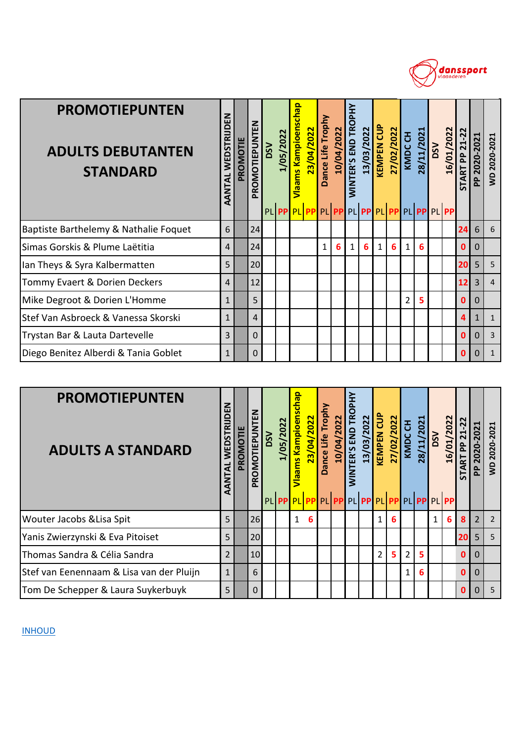## PROMOTIEPUNTEN

## ADULTS DEBUTANTEN STANDARD

| | AANTAL WEDSTRIJDEN | PROMOTIE | PROMOTIEPUNTEN | DSV 1/05/2022 | | Vlaams Kampioenschap 23/04/2022 | | Dance Life Trophy 10/04/2022 | | WINTER'S END TROPHY 13/03/2022 | | KEMPEN CUP 27/02/2022 | | KMDC CH 28/11/2021 | | DSV 16/01/2022 | | START PP 21-22 | PP 2020-2021 | WD 2020-2021 |
|---|---|---|---|---|---|---|---|---|---|---|---|---|---|---|---|---|---|---|---|---|
| | | | | PL | PP | PL | PP | PL | PP | PL | PP | PL | PP | PL | PP | PL | PP | | | |
| Baptiste Barthelemy & Nathalie Foquet | 6 | | 24 | | | | | | | | | | | | | | | 24 | 6 | 6 |
| Simas Gorskis & Plume Laëtitia | 4 | | 24 | | | | | 1 | 6 | 1 | 6 | 1 | 6 | 1 | 6 | | | 0 | 0 | |
| Ian Theys & Syra Kalbermatten | 5 | | 20 | | | | | | | | | | | | | | | 20 | 5 | 5 |
| Tommy Evaert & Dorien Deckers | 4 | | 12 | | | | | | | | | | | | | | | 12 | 3 | 4 |
| Mike Degroot & Dorien L'Homme | 1 | | 5 | | | | | | | | | | | 2 | 5 | | | 0 | 0 | |
| Stef Van Asbroeck & Vanessa Skorski | 1 | | 4 | | | | | | | | | | | | | | | 4 | 1 | 1 |
| Trystan Bar & Lauta Dartevelle | 3 | | 0 | | | | | | | | | | | | | | | 0 | 0 | 3 |
| Diego Benitez Alberdi & Tania Goblet | 1 | | 0 | | | | | | | | | | | | | | | 0 | 0 | 1 |

## PROMOTIEPUNTEN

## ADULTS A STANDARD

| | AANTAL WEDSTRIJDEN | PROMOTIE | PROMOTIEPUNTEN | DSV 1/05/2022 | | Vlaams Kampioenschap 23/04/2022 | | Dance Life Trophy 10/04/2022 | | WINTER'S END TROPHY 13/03/2022 | | KEMPEN CUP 27/02/2022 | | KMDC CH 28/11/2021 | | DSV 16/01/2022 | | START PP 21-22 | PP 2020-2021 | WD 2020-2021 |
|---|---|---|---|---|---|---|---|---|---|---|---|---|---|---|---|---|---|---|---|---|
| | | | | PL | PP | PL | PP | PL | PP | PL | PP | PL | PP | PL | PP | PL | PP | | | |
| Wouter Jacobs &Lisa Spit | 5 | | 26 | | | 1 | 6 | | | | | 1 | 6 | | | 1 | 6 | 8 | 2 | 2 |
| Yanis Zwierzynski & Eva Pitoiset | 5 | | 20 | | | | | | | | | | | | | | | 20 | 5 | 5 |
| Thomas Sandra & Célia Sandra | 2 | | 10 | | | | | | | | | 2 | 5 | 2 | 5 | | | 0 | 0 | |
| Stef van Eenennaam & Lisa van der Pluijn | 1 | | 6 | | | | | | | | | | | 1 | 6 | | | 0 | 0 | |
| Tom De Schepper & Laura Suykerbuyk | 5 | | 0 | | | | | | | | | | | | | | | 0 | 0 | 5 |

INHOUD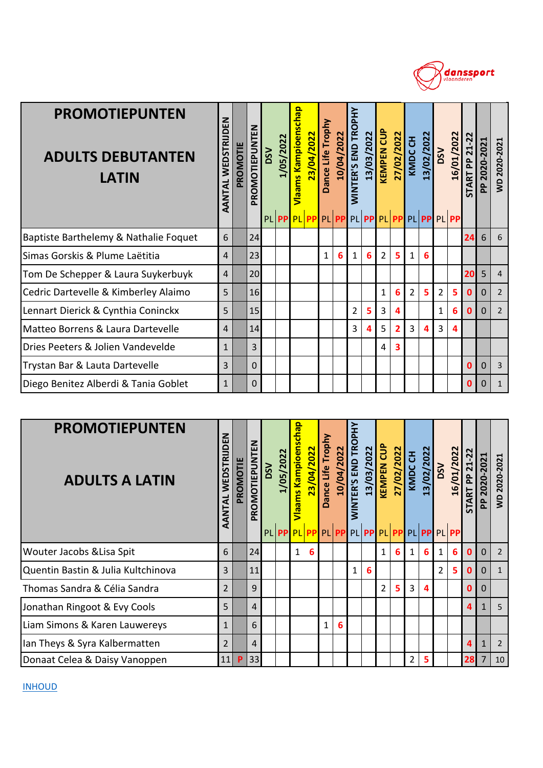| PROMOTIEPUNTEN ADULTS DEBUTANTEN LATIN | AANTAL WEDSTRIJDEN | PROMOTIE | PROMOTIEPUNTEN | DSV 1/05/2022 | | Vlaams Kampioenschap 23/04/2022 | | Dance Life Trophy 10/04/2022 | | WINTER'S END TROPHY 13/03/2022 | | KEMPEN CUP 27/02/2022 | | KMDC CH 13/02/2022 | | DSV 16/01/2022 | | START PP 21-22 | PP 2020-2021 | WD 2020-2021 |
|---|---|---|---|---|---|---|---|---|---|---|---|---|---|---|---|---|---|---|---|---|
| | | | | PL | PP | PL | PP | PL | PP | PL | PP | PL | PP | PL | PP | PL | PP | | | |
| Baptiste Barthelemy & Nathalie Foquet | 6 | | 24 | | | | | | | | | | | | | | | 24 | 6 | 6 |
| Simas Gorskis & Plume Laëtitia | 4 | | 23 | | | | | 1 | 6 | 1 | 6 | 2 | 5 | 1 | 6 | | | | | |
| Tom De Schepper & Laura Suykerbuyk | 4 | | 20 | | | | | | | | | | | | | | | 20 | 5 | 4 |
| Cedric Dartevelle & Kimberley Alaimo | 5 | | 16 | | | | | | | | | 1 | 6 | 2 | 5 | 2 | 5 | 0 | 0 | 2 |
| Lennart Dierick & Cynthia Coninckx | 5 | | 15 | | | | | | | 2 | 5 | 3 | 4 | | | 1 | 6 | 0 | 0 | 2 |
| Matteo Borrens & Laura Dartevelle | 4 | | 14 | | | | | | | 3 | 4 | 5 | 2 | 3 | 4 | 3 | 4 | | | |
| Dries Peeters & Jolien Vandevelde | 1 | | 3 | | | | | | | | | 4 | 3 | | | | | | | |
| Trystan Bar & Lauta Dartevelle | 3 | | 0 | | | | | | | | | | | | | | | 0 | 0 | 3 |
| Diego Benitez Alberdi & Tania Goblet | 1 | | 0 | | | | | | | | | | | | | | | 0 | 0 | 1 |

| PROMOTIEPUNTEN ADULTS A LATIN | AANTAL WEDSTRIJDEN | PROMOTIE | PROMOTIEPUNTEN | DSV 1/05/2022 | | Vlaams Kampioenschap 23/04/2022 | | Dance Life Trophy 10/04/2022 | | WINTER'S END TROPHY 13/03/2022 | | KEMPEN CUP 27/02/2022 | | KMDC CH 13/02/2022 | | DSV 16/01/2022 | | START PP 21-22 | PP 2020-2021 | WD 2020-2021 |
|---|---|---|---|---|---|---|---|---|---|---|---|---|---|---|---|---|---|---|---|---|
| | | | | PL | PP | PL | PP | PL | PP | PL | PP | PL | PP | PL | PP | PL | PP | | | |
| Wouter Jacobs &Lisa Spit | 6 | | 24 | | | 1 | 6 | | | | | 1 | 6 | 1 | 6 | 1 | 6 | 0 | 0 | 2 |
| Quentin Bastin & Julia Kultchinova | 3 | | 11 | | | | | | | 1 | 6 | | | | | 2 | 5 | 0 | 0 | 1 |
| Thomas Sandra & Célia Sandra | 2 | | 9 | | | | | | | | | 2 | 5 | 3 | 4 | | | 0 | 0 | |
| Jonathan Ringoot & Evy Cools | 5 | | 4 | | | | | | | | | | | | | | | 4 | 1 | 5 |
| Liam Simons & Karen Lauwereys | 1 | | 6 | | | | | 1 | 6 | | | | | | | | | | | |
| Ian Theys & Syra Kalbermatten | 2 | | 4 | | | | | | | | | | | | | | | 4 | 1 | 2 |
| Donaat Celea & Daisy Vanoppen | 11 | P | 33 | | | | | | | | | | | 2 | 5 | | | 28 | 7 | 10 |

INHOUD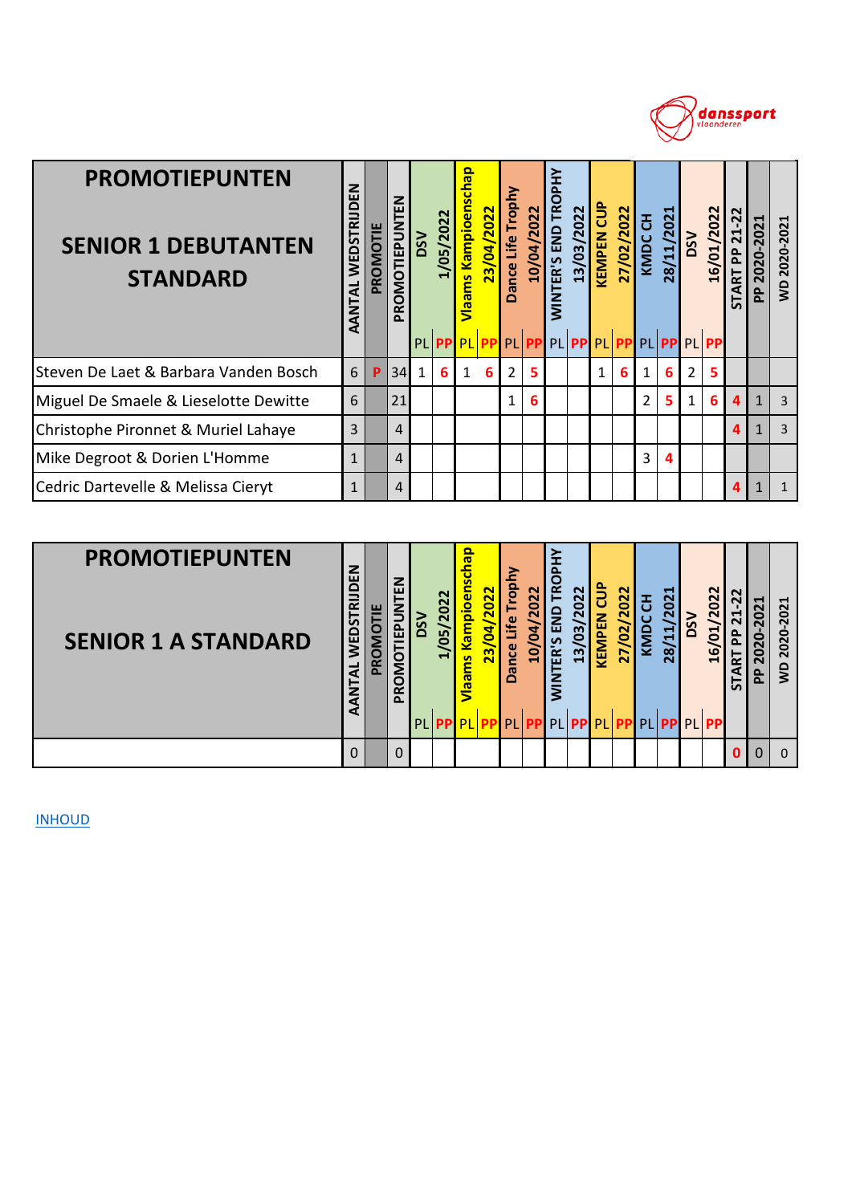| PROMOTIEPUNTEN SENIOR 1 DEBUTANTEN STANDARD | AANTAL WEDSTRIJDEN | PROMOTIE | PROMOTIEPUNTEN | DSV 1/05/2022 | | Vlaams Kampioenschap 23/04/2022 | | Dance Life Trophy 10/04/2022 | | WINTER'S END TROPHY 13/03/2022 | | KEMPEN CUP 27/02/2022 | | KMDC CH 28/11/2021 | | DSV 16/01/2022 | | START PP 21-22 | PP 2020-2021 | WD 2020-2021 |
|---|---|---|---|---|---|---|---|---|---|---|---|---|---|---|---|---|---|---|---|---|
| | | | | PL | PP | PL | PP | PL | PP | PL | PP | PL | PP | PL | PP | PL | PP | | | |
| Steven De Laet & Barbara Vanden Bosch | 6 | P | 34 | 1 | 6 | 1 | 6 | 2 | 5 | | | 1 | 6 | 1 | 6 | 2 | 5 | | | |
| Miguel De Smaele & Lieselotte Dewitte | 6 | | 21 | | | | | 1 | 6 | | | | | 2 | 5 | 1 | 6 | 4 | 1 | 3 |
| Christophe Pironnet & Muriel Lahaye | 3 | | 4 | | | | | | | | | | | | | | | 4 | 1 | 3 |
| Mike Degroot & Dorien L'Homme | 1 | | 4 | | | | | | | | | | | 3 | 4 | | | | | |
| Cedric Dartevelle & Melissa Cieryt | 1 | | 4 | | | | | | | | | | | | | | | 4 | 1 | 1 |

| PROMOTIEPUNTEN SENIOR 1 A STANDARD | AANTAL WEDSTRIJDEN | PROMOTIE | PROMOTIEPUNTEN | DSV 1/05/2022 | | Vlaams Kampioenschap 23/04/2022 | | Dance Life Trophy 10/04/2022 | | WINTER'S END TROPHY 13/03/2022 | | KEMPEN CUP 27/02/2022 | | KMDC CH 28/11/2021 | | DSV 16/01/2022 | | START PP 21-22 | PP 2020-2021 | WD 2020-2021 |
|---|---|---|---|---|---|---|---|---|---|---|---|---|---|---|---|---|---|---|---|---|
| | | | | PL | PP | PL | PP | PL | PP | PL | PP | PL | PP | PL | PP | PL | PP | | | |
| | 0 | | 0 | | | | | | | | | | | | | | | 0 | 0 | 0 |

INHOUD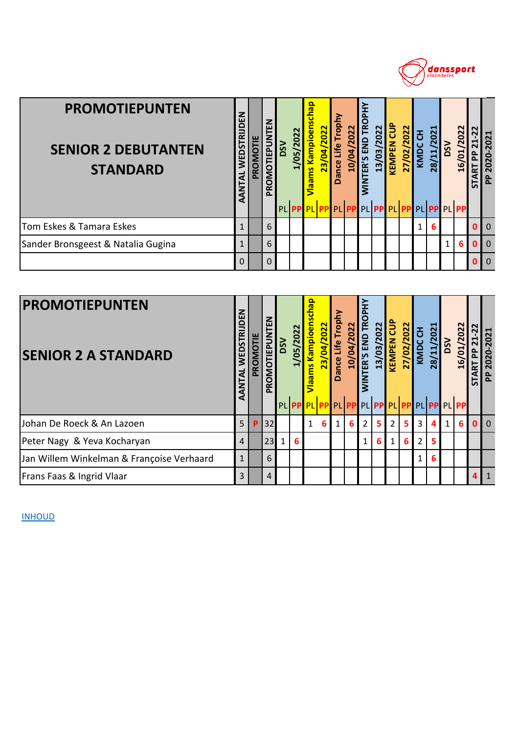| PROMOTIEPUNTEN SENIOR 2 DEBUTANTEN STANDARD | AANTAL WEDSTRIJDEN | PROMOTIE | PROMOTIEPUNTEN | DSV 1/05/2022 | | Vlaams Kampioenschap 23/04/2022 | | Dance Life Trophy 10/04/2022 | | WINTER'S END TROPHY 13/03/2022 | | KEMPEN CUP 27/02/2022 | | KMDC CH 28/11/2021 | | DSV 16/01/2022 | | START PP 21-22 | PP 2020-2021 |
|---|---|---|---|---|---|---|---|---|---|---|---|---|---|---|---|---|---|---|---|
| | | | | PL | PP | PL | PP | PL | PP | PL | PP | PL | PP | PL | PP | PL | PP | | |
| Tom Eskes & Tamara Eskes | 1 | | 6 | | | | | | | | | | | 1 | 6 | | | 0 | 0 |
| Sander Bronsgeest & Natalia Gugina | 1 | | 6 | | | | | | | | | | | | | 1 | 6 | 0 | 0 |
| | 0 | | 0 | | | | | | | | | | | | | | | 0 | 0 |

| PROMOTIEPUNTEN SENIOR 2 A STANDARD | AANTAL WEDSTRIJDEN | PROMOTIE | PROMOTIEPUNTEN | DSV 1/05/2022 | | Vlaams Kampioenschap 23/04/2022 | | Dance Life Trophy 10/04/2022 | | WINTER'S END TROPHY 13/03/2022 | | KEMPEN CUP 27/02/2022 | | KMDC CH 28/11/2021 | | DSV 16/01/2022 | | START PP 21-22 | PP 2020-2021 |
|---|---|---|---|---|---|---|---|---|---|---|---|---|---|---|---|---|---|---|---|
| | | | | PL | PP | PL | PP | PL | PP | PL | PP | PL | PP | PL | PP | PL | PP | | |
| Johan De Roeck & An Lazoen | 5 | P | 32 | | | 1 | 6 | 1 | 6 | 2 | 5 | 2 | 5 | 3 | 4 | 1 | 6 | 0 | 0 |
| Peter Nagy & Yeva Kocharyan | 4 | | 23 | 1 | 6 | | | | | 1 | 6 | 1 | 6 | 2 | 5 | | | | |
| Jan Willem Winkelman & Françoise Verhaard | 1 | | 6 | | | | | | | | | | | 1 | 6 | | | | |
| Frans Faas & Ingrid Vlaar | 3 | | 4 | | | | | | | | | | | | | | | 4 | 1 |

INHOUD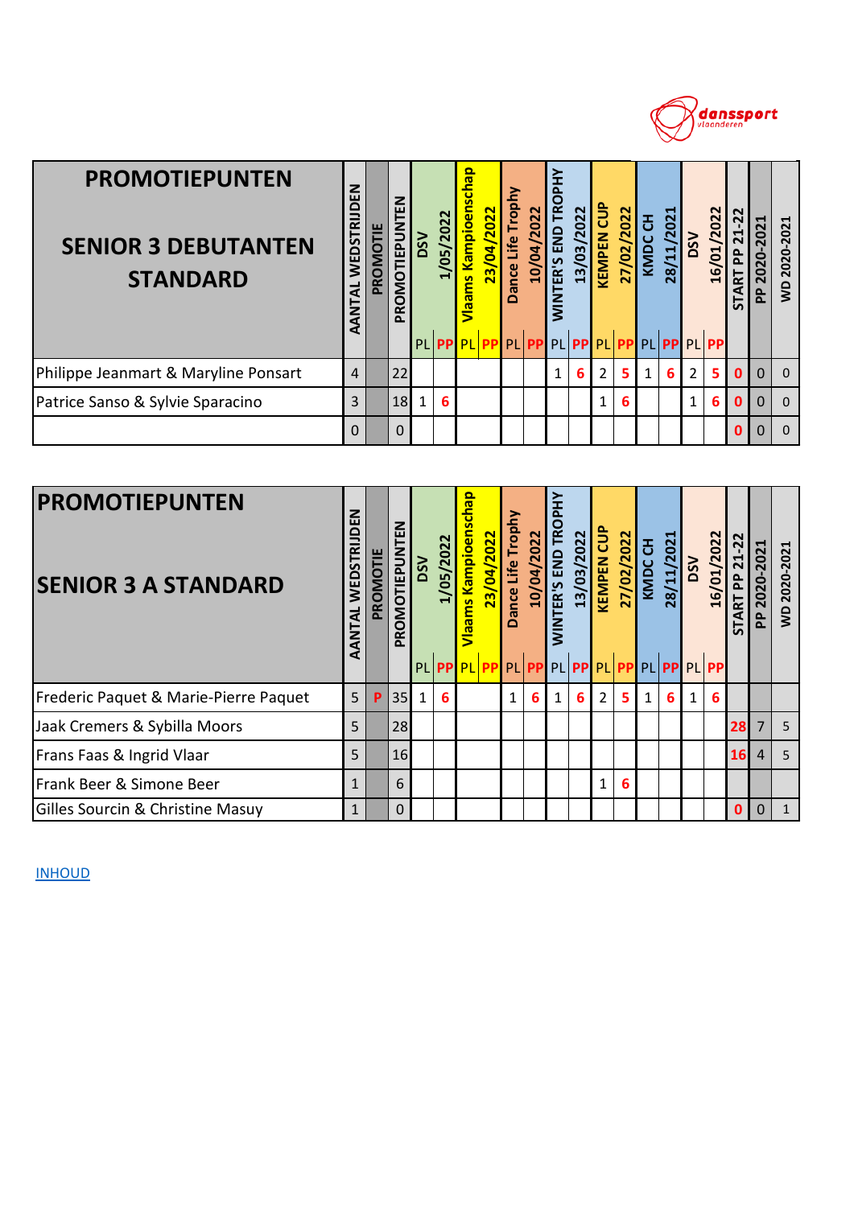| PROMOTIEPUNTEN SENIOR 3 DEBUTANTEN STANDARD | AANTAL WEDSTRIJDEN | PROMOTIE | PROMOTIEPUNTEN | DSV 1/05/2022 | | Vlaams Kampioenschap 23/04/2022 | | Dance Life Trophy 10/04/2022 | | WINTER'S END TROPHY 13/03/2022 | | KEMPEN CUP 27/02/2022 | | KMDC CH 28/11/2021 | | DSV 16/01/2022 | | START PP 21-22 | PP 2020-2021 | WD 2020-2021 |
|---|---|---|---|---|---|---|---|---|---|---|---|---|---|---|---|---|---|---|---|---|
| | | | | PL | PP | PL | PP | PL | PP | PL | PP | PL | PP | PL | PP | PL | PP | | | |
| Philippe Jeanmart & Maryline Ponsart | 4 | | 22 | | | | | | | 1 | 6 | 2 | 5 | 1 | 6 | 2 | 5 | 0 | 0 | 0 |
| Patrice Sanso & Sylvie Sparacino | 3 | | 18 | 1 | 6 | | | | | | | 1 | 6 | | | 1 | 6 | 0 | 0 | 0 |
| | 0 | | 0 | | | | | | | | | | | | | | | 0 | 0 | 0 |

| PROMOTIEPUNTEN SENIOR 3 A STANDARD | AANTAL WEDSTRIJDEN | PROMOTIE | PROMOTIEPUNTEN | DSV 1/05/2022 | | Vlaams Kampioenschap 23/04/2022 | | Dance Life Trophy 10/04/2022 | | WINTER'S END TROPHY 13/03/2022 | | KEMPEN CUP 27/02/2022 | | KMDC CH 28/11/2021 | | DSV 16/01/2022 | | START PP 21-22 | PP 2020-2021 | WD 2020-2021 |
|---|---|---|---|---|---|---|---|---|---|---|---|---|---|---|---|---|---|---|---|---|
| | | | | PL | PP | PL | PP | PL | PP | PL | PP | PL | PP | PL | PP | PL | PP | | | |
| Frederic Paquet & Marie-Pierre Paquet | 5 | P | 35 | 1 | 6 | | | 1 | 6 | 1 | 6 | 2 | 5 | 1 | 6 | 1 | 6 | | | |
| Jaak Cremers & Sybilla Moors | 5 | | 28 | | | | | | | | | | | | | | | 28 | 7 | 5 |
| Frans Faas & Ingrid Vlaar | 5 | | 16 | | | | | | | | | | | | | | | 16 | 4 | 5 |
| Frank Beer & Simone Beer | 1 | | 6 | | | | | | | | | 1 | 6 | | | | | | | |
| Gilles Sourcin & Christine Masuy | 1 | | 0 | | | | | | | | | | | | | | | 0 | 0 | 1 |

INHOUD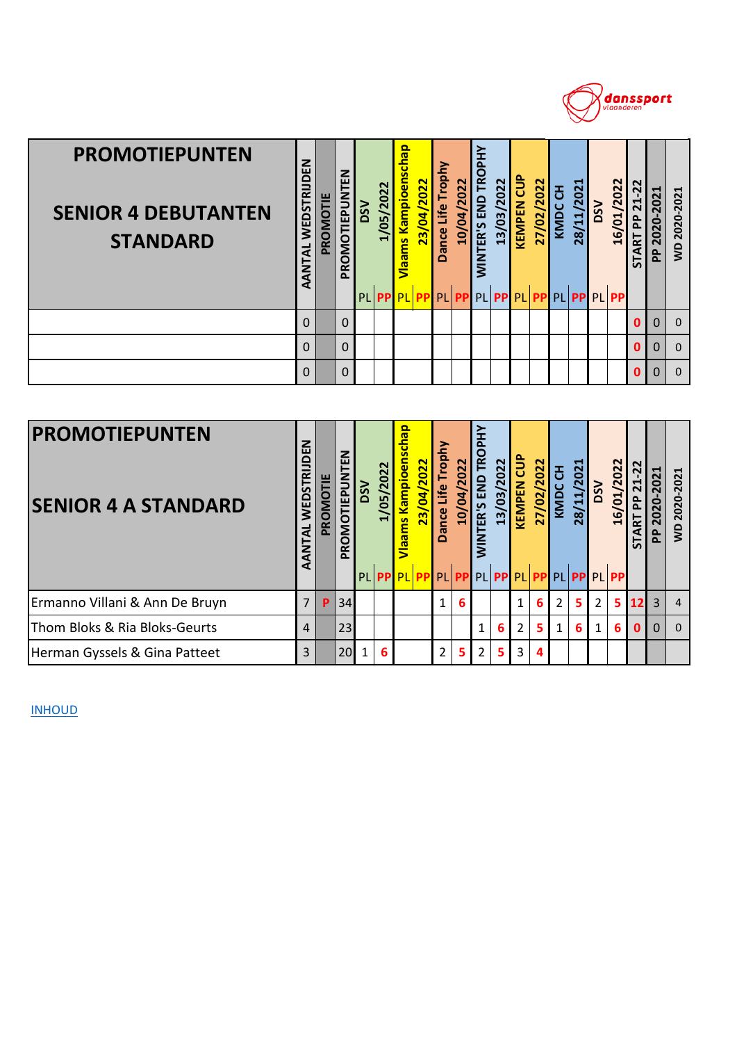| PROMOTIEPUNTEN SENIOR 4 DEBUTANTEN STANDARD | AANTAL WEDSTRIJDEN | PROMOTIE | PROMOTIEPUNTEN | DSV 1/05/2022 | | Vlaams Kampioenschap 23/04/2022 | | Dance Life Trophy 10/04/2022 | | WINTER'S END TROPHY 13/03/2022 | | KEMPEN CUP 27/02/2022 | | KMDC CH 28/11/2021 | | DSV 16/01/2022 | | START PP 21-22 | PP 2020-2021 | WD 2020-2021 |
|---|---|---|---|---|---|---|---|---|---|---|---|---|---|---|---|---|---|---|---|---|
| | | | | PL | PP | PL | PP | PL | PP | PL | PP | PL | PP | PL | PP | PL | PP | | | |
| | 0 | | 0 | | | | | | | | | | | | | | | 0 | 0 | 0 |
| | 0 | | 0 | | | | | | | | | | | | | | | 0 | 0 | 0 |
| | 0 | | 0 | | | | | | | | | | | | | | | 0 | 0 | 0 |

| PROMOTIEPUNTEN SENIOR 4 A STANDARD | AANTAL WEDSTRIJDEN | PROMOTIE | PROMOTIEPUNTEN | DSV 1/05/2022 | | Vlaams Kampioenschap 23/04/2022 | | Dance Life Trophy 10/04/2022 | | WINTER'S END TROPHY 13/03/2022 | | KEMPEN CUP 27/02/2022 | | KMDC CH 28/11/2021 | | DSV 16/01/2022 | | START PP 21-22 | PP 2020-2021 | WD 2020-2021 |
|---|---|---|---|---|---|---|---|---|---|---|---|---|---|---|---|---|---|---|---|---|
| | | | | PL | PP | PL | PP | PL | PP | PL | PP | PL | PP | PL | PP | PL | PP | | | |
| Ermanno Villani & Ann De Bruyn | 7 | P | 34 | | | | | 1 | 6 | | | 1 | 6 | 2 | 5 | 2 | 5 | 12 | 3 | 4 |
| Thom Bloks & Ria Bloks-Geurts | 4 | | 23 | | | | | | | 1 | 6 | 2 | 5 | 1 | 6 | 1 | 6 | 0 | 0 | 0 |
| Herman Gyssels & Gina Patteet | 3 | | 20 | 1 | 6 | | | 2 | 5 | 2 | 5 | 3 | 4 | | | | | | | |

INHOUD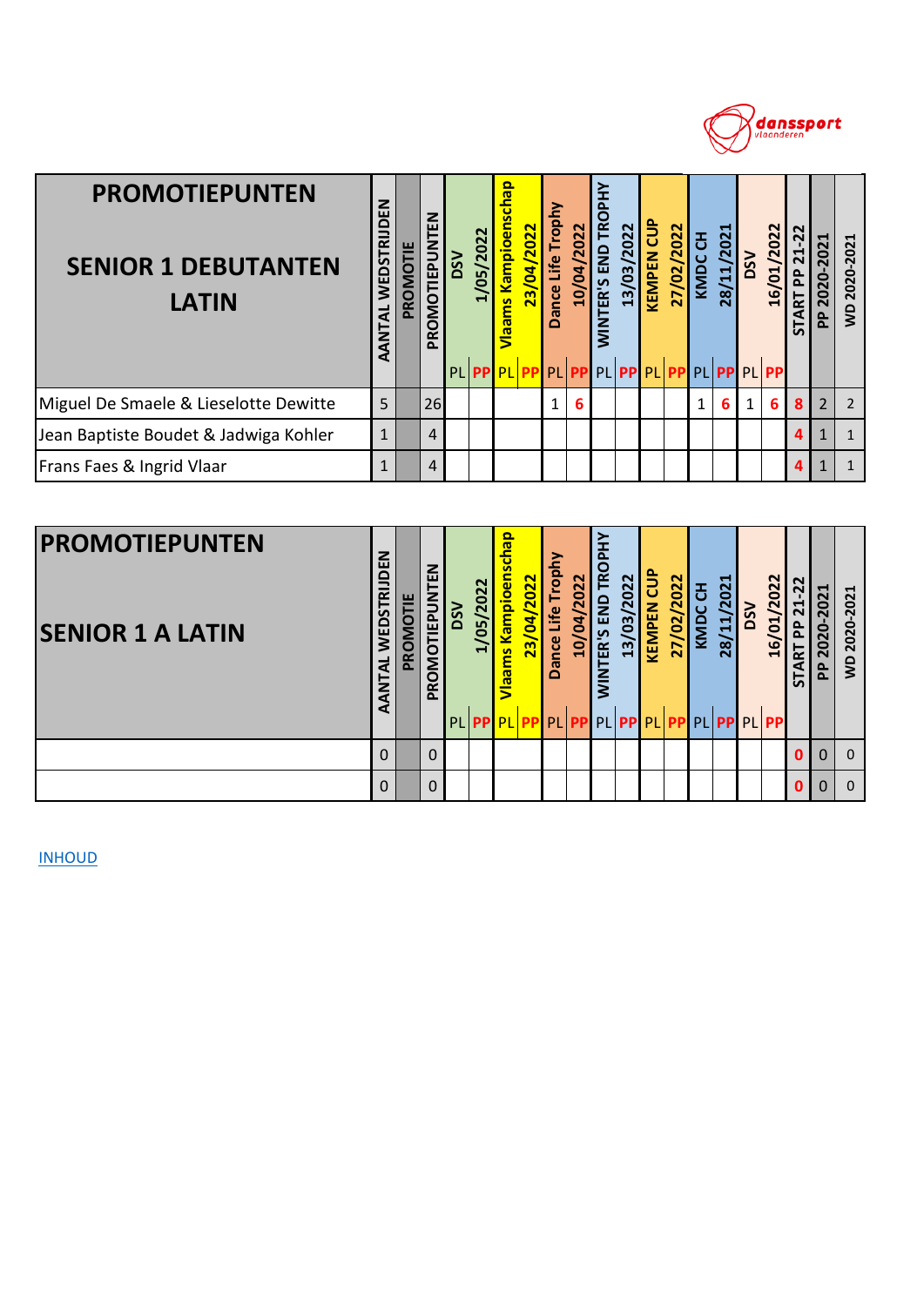| PROMOTIEPUNTEN SENIOR 1 DEBUTANTEN LATIN | AANTAL WEDSTRIJDEN | PROMOTIE | PROMOTIEPUNTEN | DSV 1/05/2022 | | Vlaams Kampioenschap 23/04/2022 | | Dance Life Trophy 10/04/2022 | | WINTER'S END TROPHY 13/03/2022 | | KEMPEN CUP 27/02/2022 | | KMDC CH 28/11/2021 | | DSV 16/01/2022 | | START PP 21-22 | PP 2020-2021 | WD 2020-2021 |
|---|---|---|---|---|---|---|---|---|---|---|---|---|---|---|---|---|---|---|---|---|
| | | | | PL | PP | PL | PP | PL | PP | PL | PP | PL | PP | PL | PP | PL | PP | | | |
| Miguel De Smaele & Lieselotte Dewitte | 5 | | 26 | | | | | 1 | 6 | | | | | 1 | 6 | 1 | 6 | 8 | 2 | 2 |
| Jean Baptiste Boudet & Jadwiga Kohler | 1 | | 4 | | | | | | | | | | | | | | | 4 | 1 | 1 |
| Frans Faes & Ingrid Vlaar | 1 | | 4 | | | | | | | | | | | | | | | 4 | 1 | 1 |

| PROMOTIEPUNTEN SENIOR 1 A LATIN | AANTAL WEDSTRIJDEN | PROMOTIE | PROMOTIEPUNTEN | DSV 1/05/2022 | | Vlaams Kampioenschap 23/04/2022 | | Dance Life Trophy 10/04/2022 | | WINTER'S END TROPHY 13/03/2022 | | KEMPEN CUP 27/02/2022 | | KMDC CH 28/11/2021 | | DSV 16/01/2022 | | START PP 21-22 | PP 2020-2021 | WD 2020-2021 |
|---|---|---|---|---|---|---|---|---|---|---|---|---|---|---|---|---|---|---|---|---|
| | | | | PL | PP | PL | PP | PL | PP | PL | PP | PL | PP | PL | PP | PL | PP | | | |
| | 0 | | 0 | | | | | | | | | | | | | | | 0 | 0 | 0 |
| | 0 | | 0 | | | | | | | | | | | | | | | 0 | 0 | 0 |

INHOUD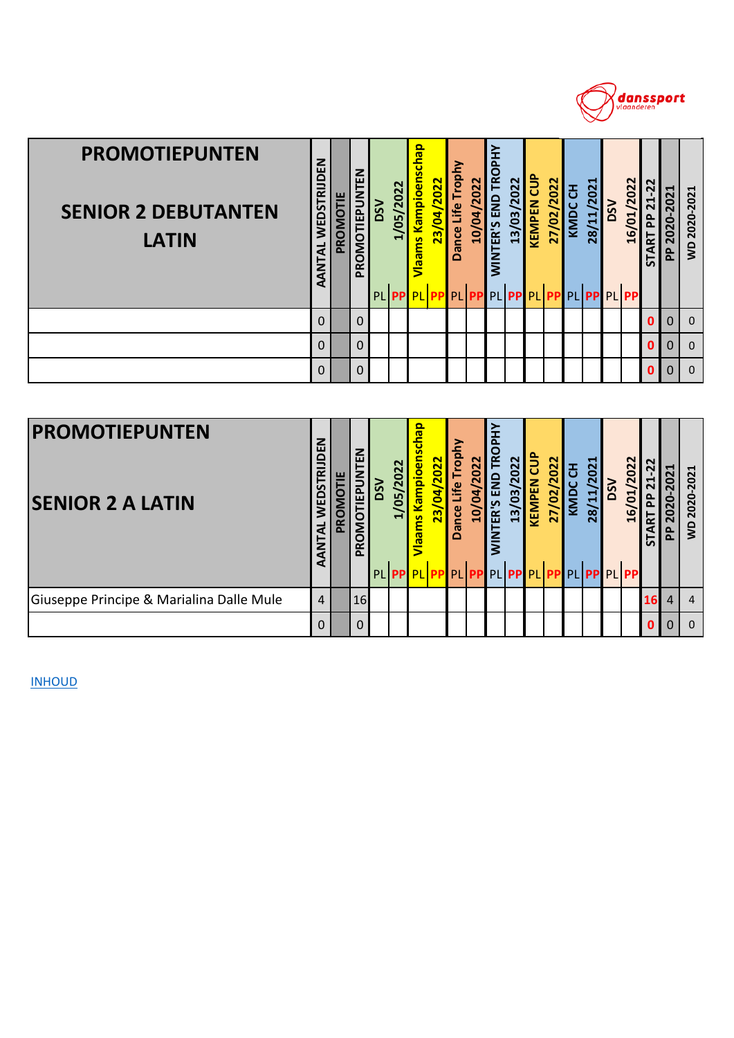| PROMOTIEPUNTEN SENIOR 2 DEBUTANTEN LATIN | AANTAL WEDSTRIJDEN | PROMOTIE | PROMOTIEPUNTEN | DSV 1/05/2022 | | Vlaams Kampioenschap 23/04/2022 | | Dance Life Trophy 10/04/2022 | | WINTER'S END TROPHY 13/03/2022 | | KEMPEN CUP 27/02/2022 | | KMDC CH 28/11/2021 | | DSV 16/01/2022 | | START PP 21-22 | PP 2020-2021 | WD 2020-2021 |
|---|---|---|---|---|---|---|---|---|---|---|---|---|---|---|---|---|---|---|---|---|
| | | | | PL | PP | PL | PP | PL | PP | PL | PP | PL | PP | PL | PP | PL | PP | | | |
| | 0 | | 0 | | | | | | | | | | | | | | | 0 | 0 | 0 |
| | 0 | | 0 | | | | | | | | | | | | | | | 0 | 0 | 0 |
| | 0 | | 0 | | | | | | | | | | | | | | | 0 | 0 | 0 |

| PROMOTIEPUNTEN SENIOR 2 A LATIN | AANTAL WEDSTRIJDEN | PROMOTIE | PROMOTIEPUNTEN | DSV 1/05/2022 | | Vlaams Kampioenschap 23/04/2022 | | Dance Life Trophy 10/04/2022 | | WINTER'S END TROPHY 13/03/2022 | | KEMPEN CUP 27/02/2022 | | KMDC CH 28/11/2021 | | DSV 16/01/2022 | | START PP 21-22 | PP 2020-2021 | WD 2020-2021 |
|---|---|---|---|---|---|---|---|---|---|---|---|---|---|---|---|---|---|---|---|---|
| | | | | PL | PP | PL | PP | PL | PP | PL | PP | PL | PP | PL | PP | PL | PP | | | |
| Giuseppe Principe & Marialina Dalle Mule | 4 | | 16 | | | | | | | | | | | | | | | 16 | 4 | 4 |
| | 0 | | 0 | | | | | | | | | | | | | | | 0 | 0 | 0 |

INHOUD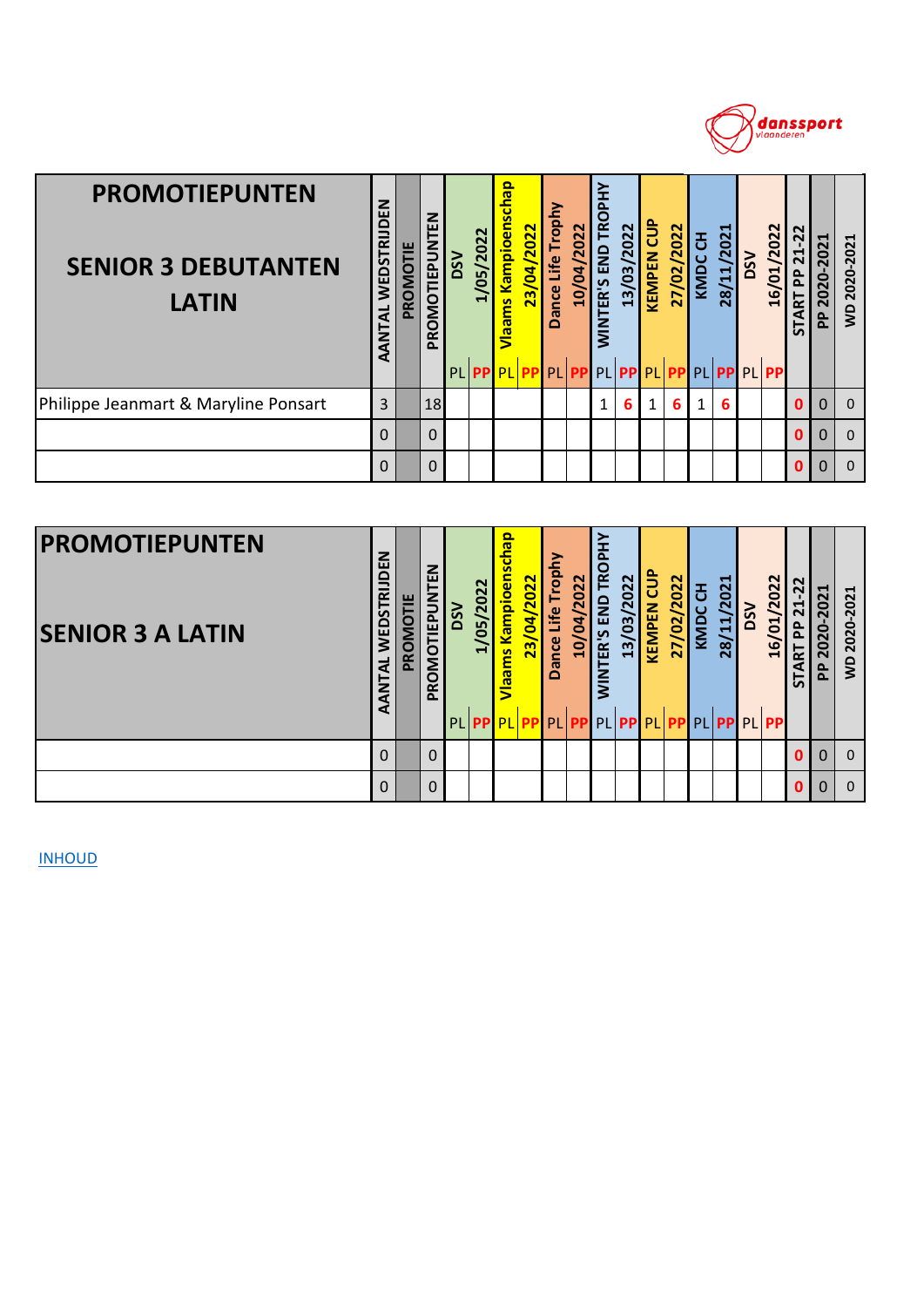| PROMOTIEPUNTEN SENIOR 3 DEBUTANTEN LATIN | AANTAL WEDSTRIJDEN | PROMOTIE | PROMOTIEPUNTEN | DSV 1/05/2022 | | Vlaams Kampioenschap 23/04/2022 | | Dance Life Trophy 10/04/2022 | | WINTER'S END TROPHY 13/03/2022 | | KEMPEN CUP 27/02/2022 | | KMDC CH 28/11/2021 | | DSV 16/01/2022 | | START PP 21-22 | PP 2020-2021 | WD 2020-2021 |
|---|---|---|---|---|---|---|---|---|---|---|---|---|---|---|---|---|---|---|---|---|
| | | | | PL | PP | PL | PP | PL | PP | PL | PP | PL | PP | PL | PP | PL | PP | | | |
| Philippe Jeanmart & Maryline Ponsart | 3 | | 18 | | | | | | | 1 | 6 | 1 | 6 | 1 | 6 | | | 0 | 0 | 0 |
| | 0 | | 0 | | | | | | | | | | | | | | | 0 | 0 | 0 |
| | 0 | | 0 | | | | | | | | | | | | | | | 0 | 0 | 0 |

| PROMOTIEPUNTEN SENIOR 3 A LATIN | AANTAL WEDSTRIJDEN | PROMOTIE | PROMOTIEPUNTEN | DSV 1/05/2022 | | Vlaams Kampioenschap 23/04/2022 | | Dance Life Trophy 10/04/2022 | | WINTER'S END TROPHY 13/03/2022 | | KEMPEN CUP 27/02/2022 | | KMDC CH 28/11/2021 | | DSV 16/01/2022 | | START PP 21-22 | PP 2020-2021 | WD 2020-2021 |
|---|---|---|---|---|---|---|---|---|---|---|---|---|---|---|---|---|---|---|---|---|
| | | | | PL | PP | PL | PP | PL | PP | PL | PP | PL | PP | PL | PP | PL | PP | | | |
| | 0 | | 0 | | | | | | | | | | | | | | | 0 | 0 | 0 |
| | 0 | | 0 | | | | | | | | | | | | | | | 0 | 0 | 0 |

INHOUD